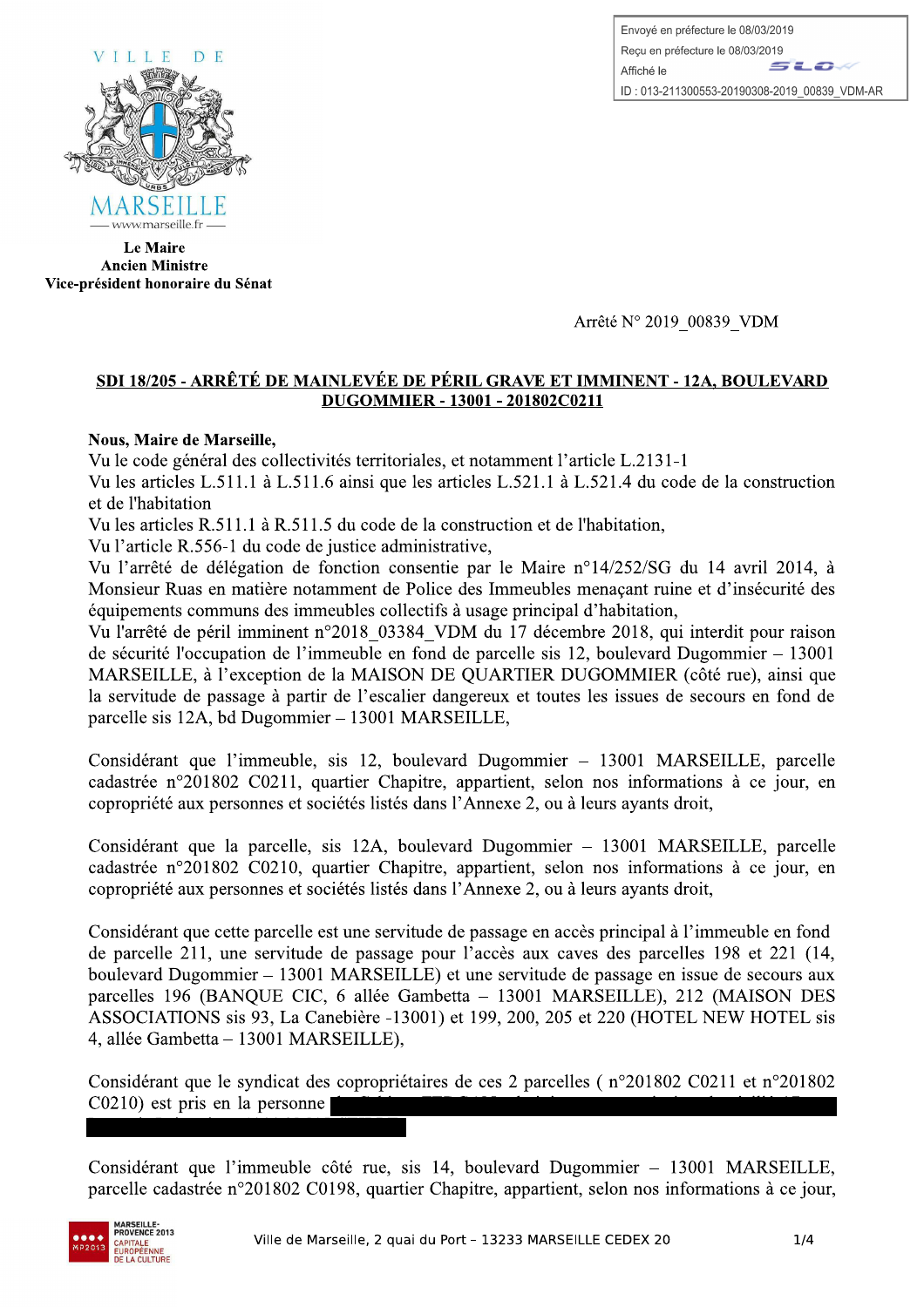Envoyé en préfecture le 08/03/2019
Reçu en préfecture le 08/03/2019
Affiché le
ID : 013-211300553-20190308-2019_00839_VDM-AR

VILLE DE MARSEILLE
www.marseille.fr

**Le Maire**
**Ancien Ministre**
**Vice-président honoraire du Sénat**

Arrêté N° 2019_00839_VDM

## SDI 18/205 - ARRÊTÉ DE MAINLEVÉE DE PÉRIL GRAVE ET IMMINENT - 12A, BOULEVARD DUGOMMIER - 13001 - 201802C0211

**Nous, Maire de Marseille,**

Vu le code général des collectivités territoriales, et notamment l'article L.2131-1

Vu les articles L.511.1 à L.511.6 ainsi que les articles L.521.1 à L.521.4 du code de la construction et de l'habitation

Vu les articles R.511.1 à R.511.5 du code de la construction et de l'habitation,

Vu l'article R.556-1 du code de justice administrative,

Vu l'arrêté de délégation de fonction consentie par le Maire n°14/252/SG du 14 avril 2014, à Monsieur Ruas en matière notamment de Police des Immeubles menaçant ruine et d'insécurité des équipements communs des immeubles collectifs à usage principal d'habitation,

Vu l'arrêté de péril imminent n°2018_03384_VDM du 17 décembre 2018, qui interdit pour raison de sécurité l'occupation de l'immeuble en fond de parcelle sis 12, boulevard Dugommier – 13001 MARSEILLE, à l'exception de la MAISON DE QUARTIER DUGOMMIER (côté rue), ainsi que la servitude de passage à partir de l'escalier dangereux et toutes les issues de secours en fond de parcelle sis 12A, bd Dugommier – 13001 MARSEILLE,

Considérant que l'immeuble, sis 12, boulevard Dugommier – 13001 MARSEILLE, parcelle cadastrée n°201802 C0211, quartier Chapitre, appartient, selon nos informations à ce jour, en copropriété aux personnes et sociétés listés dans l'Annexe 2, ou à leurs ayants droit,

Considérant que la parcelle, sis 12A, boulevard Dugommier – 13001 MARSEILLE, parcelle cadastrée n°201802 C0210, quartier Chapitre, appartient, selon nos informations à ce jour, en copropriété aux personnes et sociétés listés dans l'Annexe 2, ou à leurs ayants droit,

Considérant que cette parcelle est une servitude de passage en accès principal à l'immeuble en fond de parcelle 211, une servitude de passage pour l'accès aux caves des parcelles 198 et 221 (14, boulevard Dugommier – 13001 MARSEILLE) et une servitude de passage en issue de secours aux parcelles 196 (BANQUE CIC, 6 allée Gambetta – 13001 MARSEILLE), 212 (MAISON DES ASSOCIATIONS sis 93, La Canebière -13001) et 199, 200, 205 et 220 (HOTEL NEW HOTEL sis 4, allée Gambetta – 13001 MARSEILLE),

Considérant que le syndicat des copropriétaires de ces 2 parcelles ( n°201802 C0211 et n°201802 C0210) est pris en la personne [texte masqué]

Considérant que l'immeuble côté rue, sis 14, boulevard Dugommier – 13001 MARSEILLE, parcelle cadastrée n°201802 C0198, quartier Chapitre, appartient, selon nos informations à ce jour,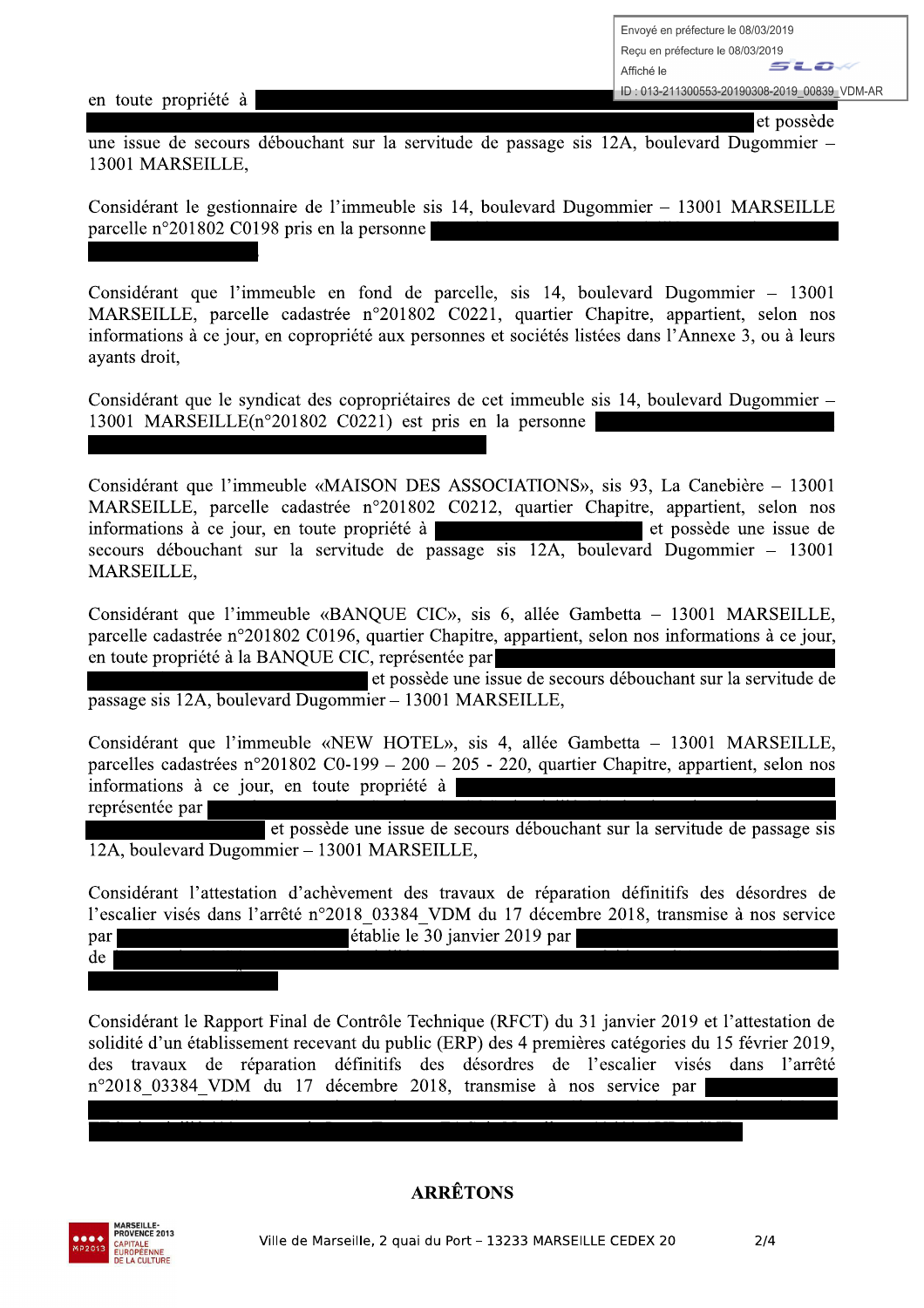en toute propriété à [redacted] et possède une issue de secours débouchant sur la servitude de passage sis 12A, boulevard Dugommier – 13001 MARSEILLE,

Considérant le gestionnaire de l'immeuble sis 14, boulevard Dugommier – 13001 MARSEILLE parcelle n°201802 C0198 pris en la personne [redacted]

Considérant que l'immeuble en fond de parcelle, sis 14, boulevard Dugommier – 13001 MARSEILLE, parcelle cadastrée n°201802 C0221, quartier Chapitre, appartient, selon nos informations à ce jour, en copropriété aux personnes et sociétés listées dans l'Annexe 3, ou à leurs ayants droit,

Considérant que le syndicat des copropriétaires de cet immeuble sis 14, boulevard Dugommier – 13001 MARSEILLE(n°201802 C0221) est pris en la personne [redacted]

Considérant que l'immeuble «MAISON DES ASSOCIATIONS», sis 93, La Canebière – 13001 MARSEILLE, parcelle cadastrée n°201802 C0212, quartier Chapitre, appartient, selon nos informations à ce jour, en toute propriété à [redacted] et possède une issue de secours débouchant sur la servitude de passage sis 12A, boulevard Dugommier – 13001 MARSEILLE,

Considérant que l'immeuble «BANQUE CIC», sis 6, allée Gambetta – 13001 MARSEILLE, parcelle cadastrée n°201802 C0196, quartier Chapitre, appartient, selon nos informations à ce jour, en toute propriété à la BANQUE CIC, représentée par [redacted] et possède une issue de secours débouchant sur la servitude de passage sis 12A, boulevard Dugommier – 13001 MARSEILLE,

Considérant que l'immeuble «NEW HOTEL», sis 4, allée Gambetta – 13001 MARSEILLE, parcelles cadastrées n°201802 C0-199 – 200 – 205 - 220, quartier Chapitre, appartient, selon nos informations à ce jour, en toute propriété à [redacted] représentée par [redacted] et possède une issue de secours débouchant sur la servitude de passage sis 12A, boulevard Dugommier – 13001 MARSEILLE,

Considérant l'attestation d'achèvement des travaux de réparation définitifs des désordres de l'escalier visés dans l'arrêté n°2018_03384_VDM du 17 décembre 2018, transmise à nos service par [redacted] établie le 30 janvier 2019 par [redacted] de [redacted]

Considérant le Rapport Final de Contrôle Technique (RFCT) du 31 janvier 2019 et l'attestation de solidité d'un établissement recevant du public (ERP) des 4 premières catégories du 15 février 2019, des travaux de réparation définitifs des désordres de l'escalier visés dans l'arrêté n°2018_03384_VDM du 17 décembre 2018, transmise à nos service par [redacted]

## ARRÊTONS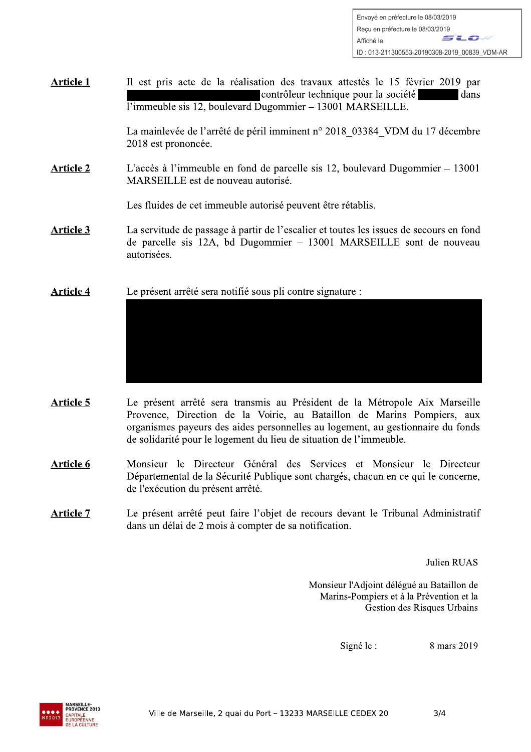Envoyé en préfecture le 08/03/2019

Reçu en préfecture le 08/03/2019

Affiché le

ID : 013-211300553-20190308-2019_00839_VDM-AR

**Article 1** Il est pris acte de la réalisation des travaux attestés le 15 février 2019 par ██████████ contrôleur technique pour la société ████ dans l'immeuble sis 12, boulevard Dugommier – 13001 MARSEILLE.

La mainlevée de l'arrêté de péril imminent n° 2018_03384_VDM du 17 décembre 2018 est prononcée.

**Article 2** L'accès à l'immeuble en fond de parcelle sis 12, boulevard Dugommier – 13001 MARSEILLE est de nouveau autorisé.

Les fluides de cet immeuble autorisé peuvent être rétablis.

**Article 3** La servitude de passage à partir de l'escalier et toutes les issues de secours en fond de parcelle sis 12A, bd Dugommier – 13001 MARSEILLE sont de nouveau autorisées.

**Article 4** Le présent arrêté sera notifié sous pli contre signature :

██████████

**Article 5** Le présent arrêté sera transmis au Président de la Métropole Aix Marseille Provence, Direction de la Voirie, au Bataillon de Marins Pompiers, aux organismes payeurs des aides personnelles au logement, au gestionnaire du fonds de solidarité pour le logement du lieu de situation de l'immeuble.

**Article 6** Monsieur le Directeur Général des Services et Monsieur le Directeur Départemental de la Sécurité Publique sont chargés, chacun en ce qui le concerne, de l'exécution du présent arrêté.

**Article 7** Le présent arrêté peut faire l'objet de recours devant le Tribunal Administratif dans un délai de 2 mois à compter de sa notification.

Julien RUAS

Monsieur l'Adjoint délégué au Bataillon de Marins-Pompiers et à la Prévention et la Gestion des Risques Urbains

Signé le : 8 mars 2019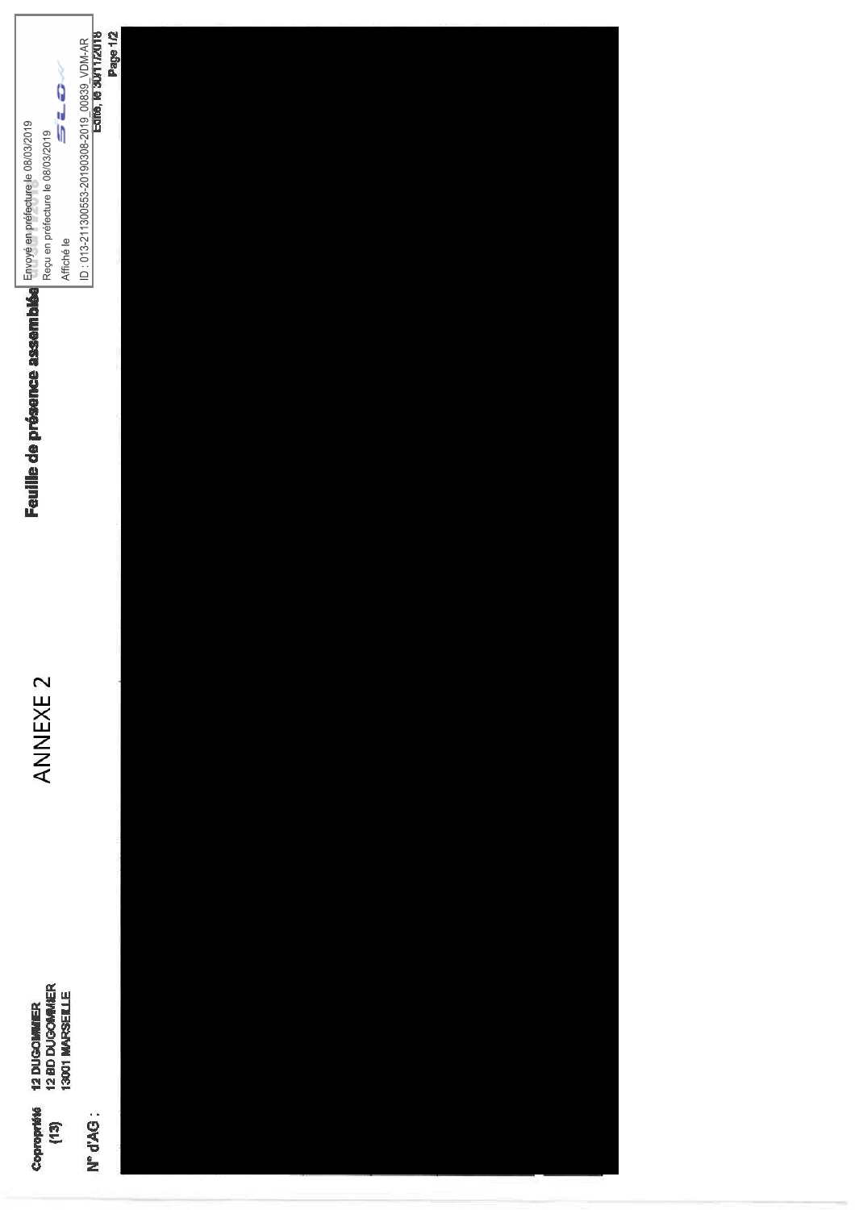Copropriété 12 DUGOMMIER
(13) 12 BD DUGOMMIER
13001 MARSEILLE

N° d'AG :

ANNEXE 2

# Feuille de présence assemblée

Envoyé en préfecture le 08/03/2019
Reçu en préfecture le 08/03/2019
Affiché le
ID : 013-211300553-20190308-2019_00839_VDM-AR

Edité, le 30/11/2018